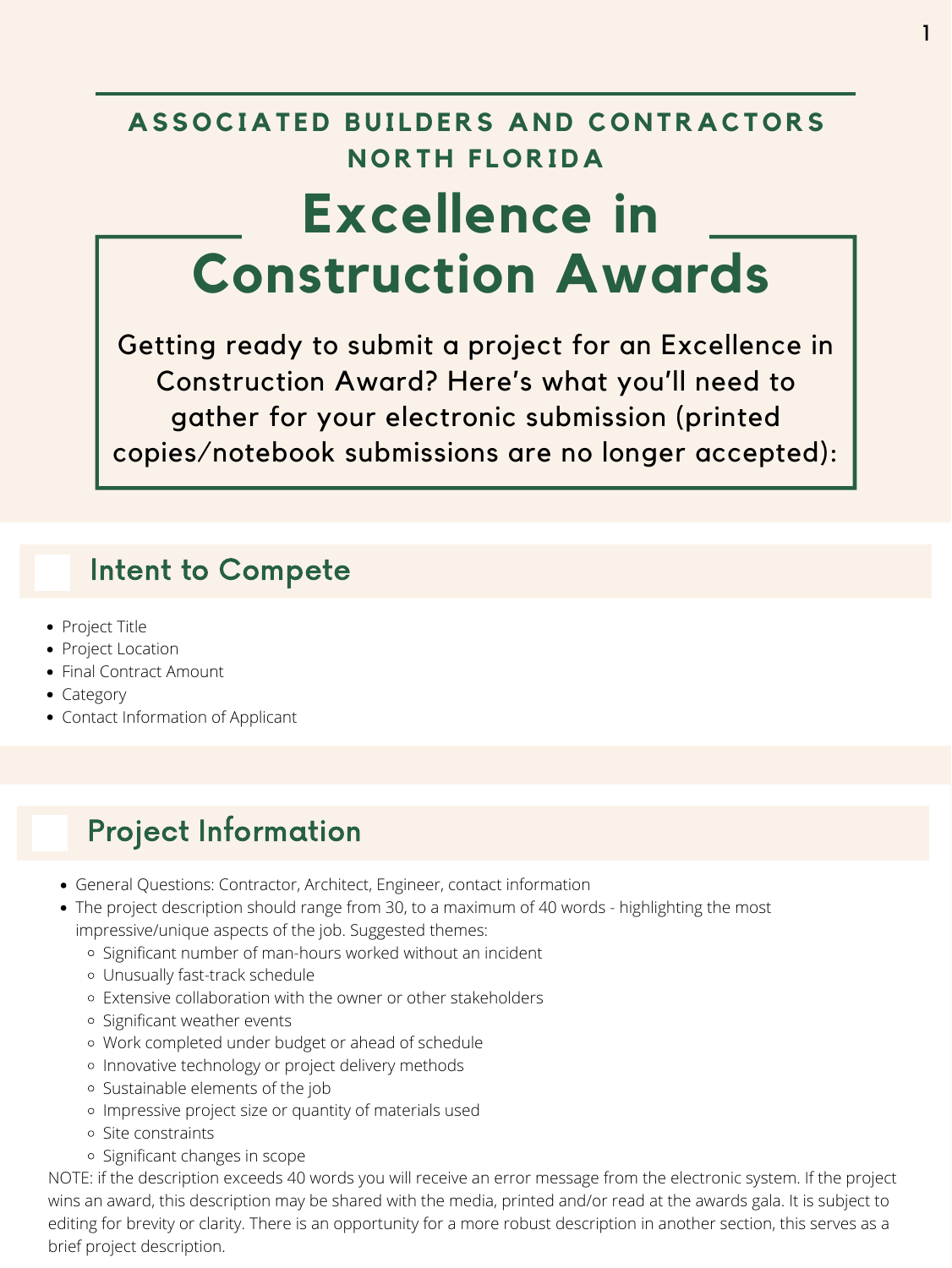## ASSOCIATED BUILDERS AND CONTRACTORS NORTH FLORIDA

# Excellence in Construction Awards

Getting ready to submit a project for an Excellence in Construction Award? Here's what you'll need to gather for your electronic submission (printed copies/notebook submissions are no longer accepted):

## Intent to Compete

- Project Title
- Project Location
- Final Contract Amount
- Category
- Contact Information of Applicant

## Project Information

- General Questions: Contractor, Architect, Engineer, contact information
- The project description should range from 30, to a maximum of 40 words - highlighting the most impressive/unique aspects of the job. Suggested themes:
  - Significant number of man-hours worked without an incident
  - Unusually fast-track schedule
  - Extensive collaboration with the owner or other stakeholders
  - Significant weather events
  - Work completed under budget or ahead of schedule
  - Innovative technology or project delivery methods
  - Sustainable elements of the job
  - Impressive project size or quantity of materials used
  - Site constraints
  - Significant changes in scope

NOTE: if the description exceeds 40 words you will receive an error message from the electronic system. If the project wins an award, this description may be shared with the media, printed and/or read at the awards gala. It is subject to editing for brevity or clarity. There is an opportunity for a more robust description in another section, this serves as a brief project description.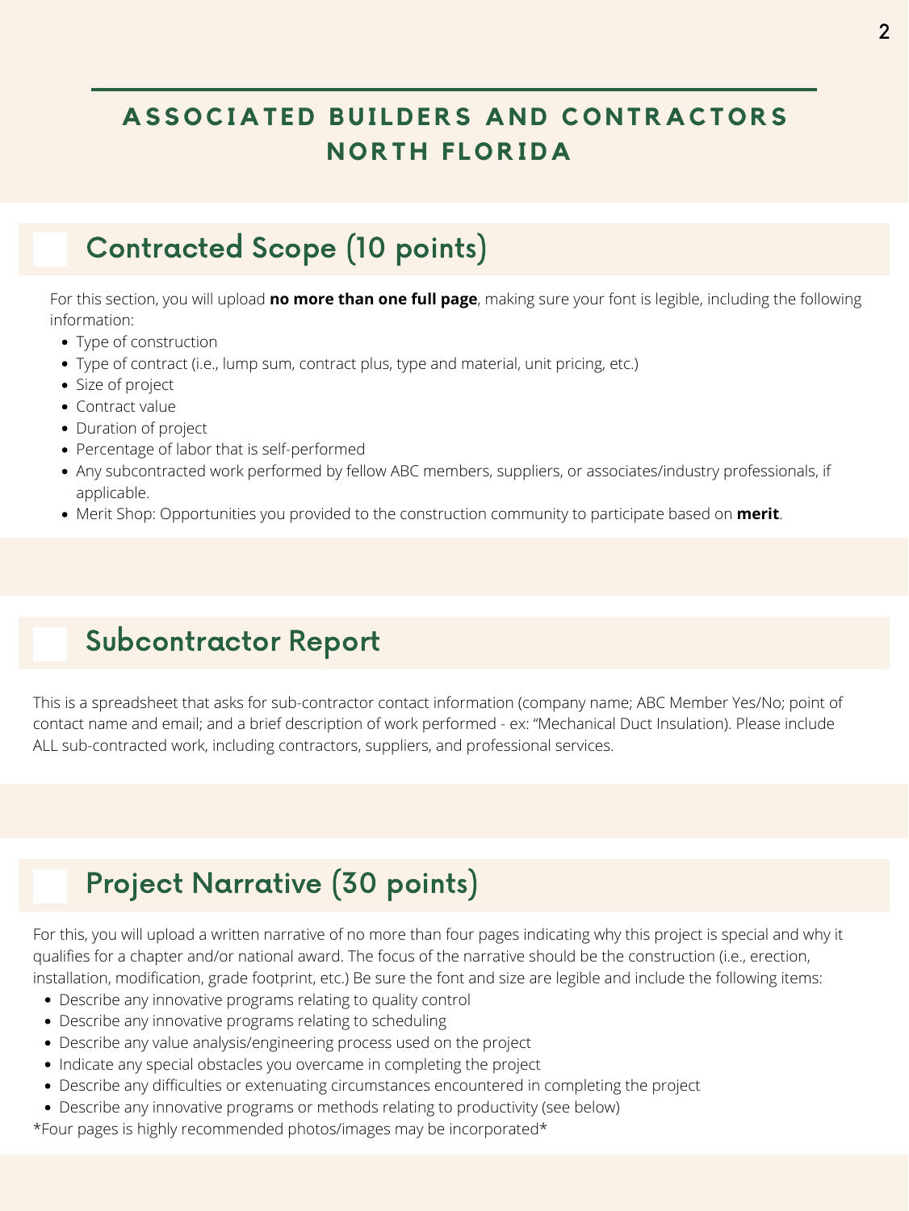# ASSOCIATED BUILDERS AND CONTRACTORS NORTH FLORIDA

## Contracted Scope (10 points)

For this section, you will upload **no more than one full page**, making sure your font is legible, including the following information:

- Type of construction
- Type of contract (i.e., lump sum, contract plus, type and material, unit pricing, etc.)
- Size of project
- Contract value
- Duration of project
- Percentage of labor that is self-performed
- Any subcontracted work performed by fellow ABC members, suppliers, or associates/industry professionals, if applicable.
- Merit Shop: Opportunities you provided to the construction community to participate based on **merit**.

## Subcontractor Report

This is a spreadsheet that asks for sub-contractor contact information (company name; ABC Member Yes/No; point of contact name and email; and a brief description of work performed - ex: "Mechanical Duct Insulation). Please include ALL sub-contracted work, including contractors, suppliers, and professional services.

## Project Narrative (30 points)

For this, you will upload a written narrative of no more than four pages indicating why this project is special and why it qualifies for a chapter and/or national award. The focus of the narrative should be the construction (i.e., erection, installation, modification, grade footprint, etc.) Be sure the font and size are legible and include the following items:

- Describe any innovative programs relating to quality control
- Describe any innovative programs relating to scheduling
- Describe any value analysis/engineering process used on the project
- Indicate any special obstacles you overcame in completing the project
- Describe any difficulties or extenuating circumstances encountered in completing the project
- Describe any innovative programs or methods relating to productivity (see below)

*Four pages is highly recommended photos/images may be incorporated*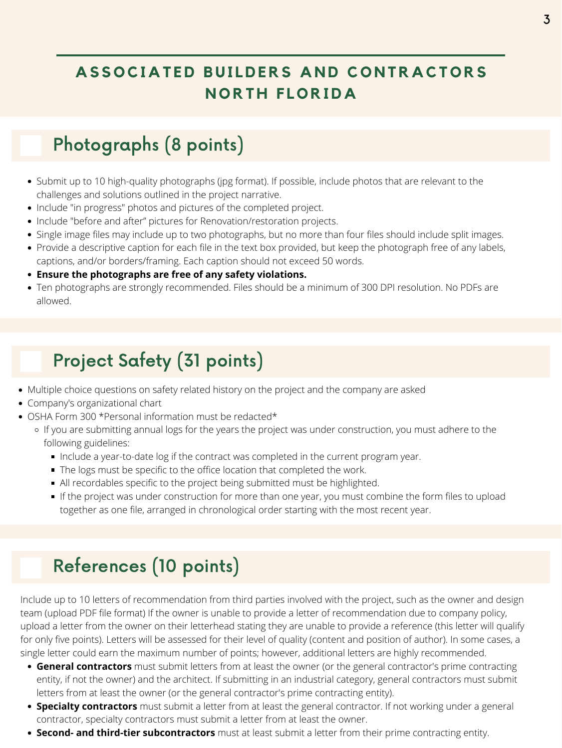# ASSOCIATED BUILDERS AND CONTRACTORS NORTH FLORIDA

## Photographs (8 points)

- Submit up to 10 high-quality photographs (jpg format). If possible, include photos that are relevant to the challenges and solutions outlined in the project narrative.
- Include "in progress" photos and pictures of the completed project.
- Include "before and after" pictures for Renovation/restoration projects.
- Single image files may include up to two photographs, but no more than four files should include split images.
- Provide a descriptive caption for each file in the text box provided, but keep the photograph free of any labels, captions, and/or borders/framing. Each caption should not exceed 50 words.
- **Ensure the photographs are free of any safety violations.**
- Ten photographs are strongly recommended. Files should be a minimum of 300 DPI resolution. No PDFs are allowed.

## Project Safety (31 points)

- Multiple choice questions on safety related history on the project and the company are asked
- Company's organizational chart
- OSHA Form 300 *Personal information must be redacted*
  - If you are submitting annual logs for the years the project was under construction, you must adhere to the following guidelines:
    - Include a year-to-date log if the contract was completed in the current program year.
    - The logs must be specific to the office location that completed the work.
    - All recordables specific to the project being submitted must be highlighted.
    - If the project was under construction for more than one year, you must combine the form files to upload together as one file, arranged in chronological order starting with the most recent year.

## References (10 points)

Include up to 10 letters of recommendation from third parties involved with the project, such as the owner and design team (upload PDF file format) If the owner is unable to provide a letter of recommendation due to company policy, upload a letter from the owner on their letterhead stating they are unable to provide a reference (this letter will qualify for only five points). Letters will be assessed for their level of quality (content and position of author). In some cases, a single letter could earn the maximum number of points; however, additional letters are highly recommended.

- **General contractors** must submit letters from at least the owner (or the general contractor's prime contracting entity, if not the owner) and the architect. If submitting in an industrial category, general contractors must submit letters from at least the owner (or the general contractor's prime contracting entity).
- **Specialty contractors** must submit a letter from at least the general contractor. If not working under a general contractor, specialty contractors must submit a letter from at least the owner.
- **Second- and third-tier subcontractors** must at least submit a letter from their prime contracting entity.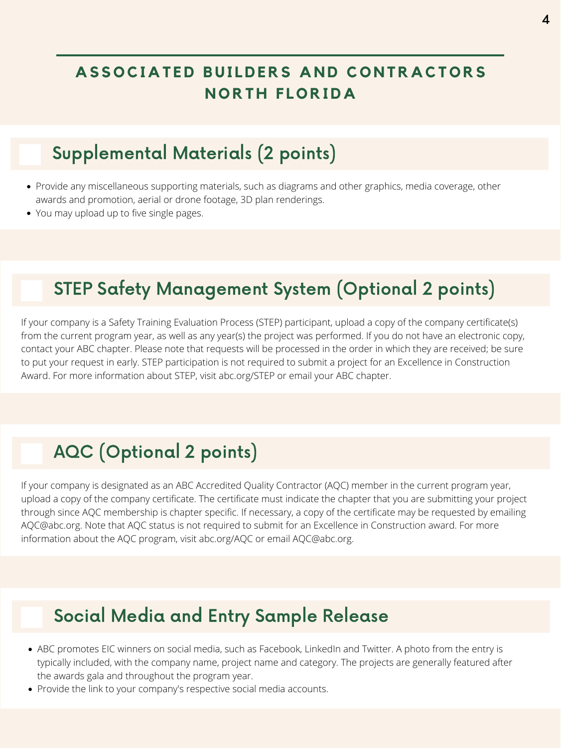# ASSOCIATED BUILDERS AND CONTRACTORS NORTH FLORIDA

## Supplemental Materials (2 points)

- Provide any miscellaneous supporting materials, such as diagrams and other graphics, media coverage, other awards and promotion, aerial or drone footage, 3D plan renderings.
- You may upload up to five single pages.

## STEP Safety Management System (Optional 2 points)

If your company is a Safety Training Evaluation Process (STEP) participant, upload a copy of the company certificate(s) from the current program year, as well as any year(s) the project was performed. If you do not have an electronic copy, contact your ABC chapter. Please note that requests will be processed in the order in which they are received; be sure to put your request in early. STEP participation is not required to submit a project for an Excellence in Construction Award. For more information about STEP, visit abc.org/STEP or email your ABC chapter.

## AQC (Optional 2 points)

If your company is designated as an ABC Accredited Quality Contractor (AQC) member in the current program year, upload a copy of the company certificate. The certificate must indicate the chapter that you are submitting your project through since AQC membership is chapter specific. If necessary, a copy of the certificate may be requested by emailing AQC@abc.org. Note that AQC status is not required to submit for an Excellence in Construction award. For more information about the AQC program, visit abc.org/AQC or email AQC@abc.org.

## Social Media and Entry Sample Release

- ABC promotes EIC winners on social media, such as Facebook, LinkedIn and Twitter. A photo from the entry is typically included, with the company name, project name and category. The projects are generally featured after the awards gala and throughout the program year.
- Provide the link to your company's respective social media accounts.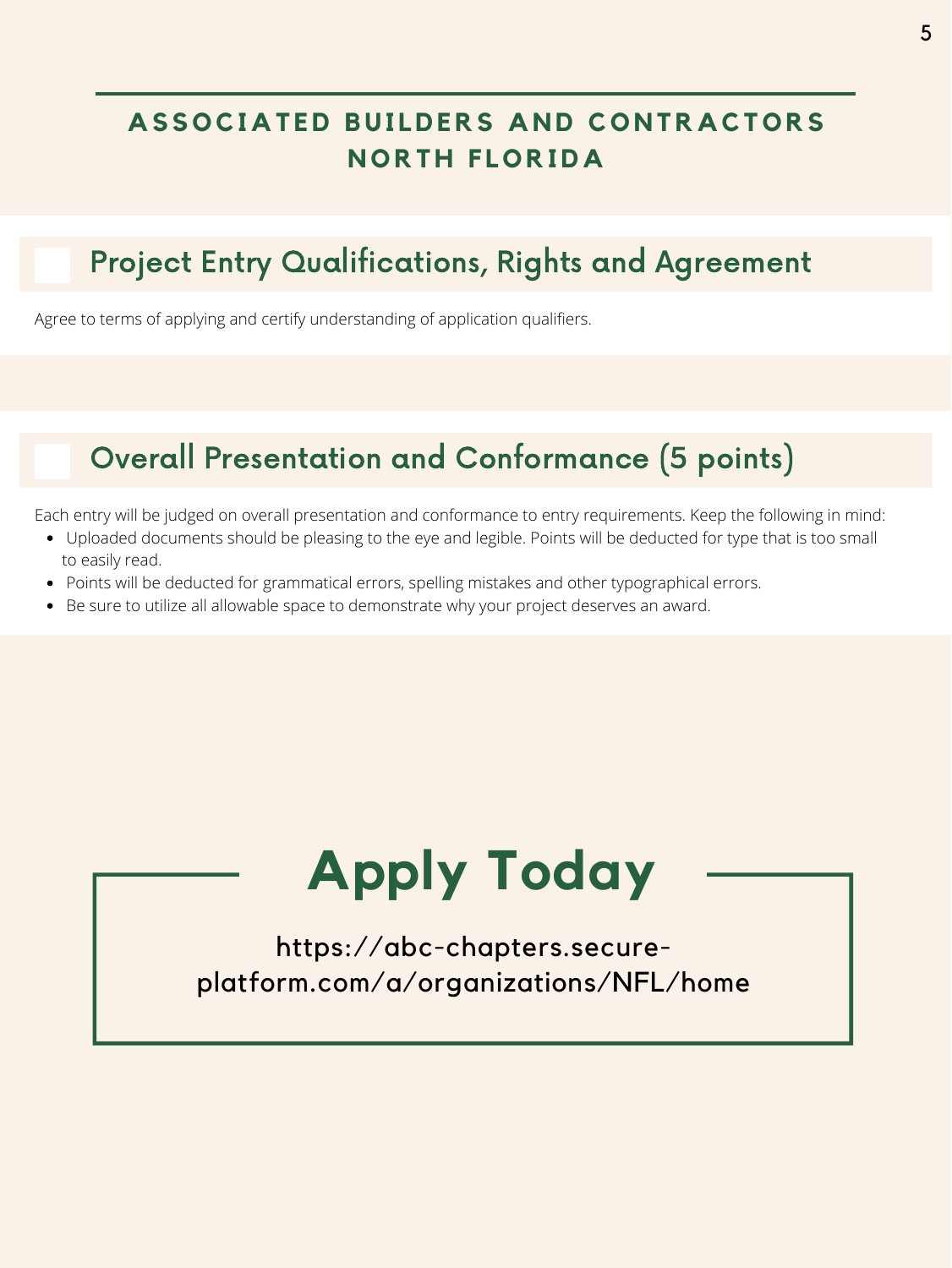# ASSOCIATED BUILDERS AND CONTRACTORS NORTH FLORIDA

## Project Entry Qualifications, Rights and Agreement

Agree to terms of applying and certify understanding of application qualifiers.

## Overall Presentation and Conformance (5 points)

Each entry will be judged on overall presentation and conformance to entry requirements. Keep the following in mind:

- Uploaded documents should be pleasing to the eye and legible. Points will be deducted for type that is too small to easily read.
- Points will be deducted for grammatical errors, spelling mistakes and other typographical errors.
- Be sure to utilize all allowable space to demonstrate why your project deserves an award.

# Apply Today

https://abc-chapters.secure-platform.com/a/organizations/NFL/home